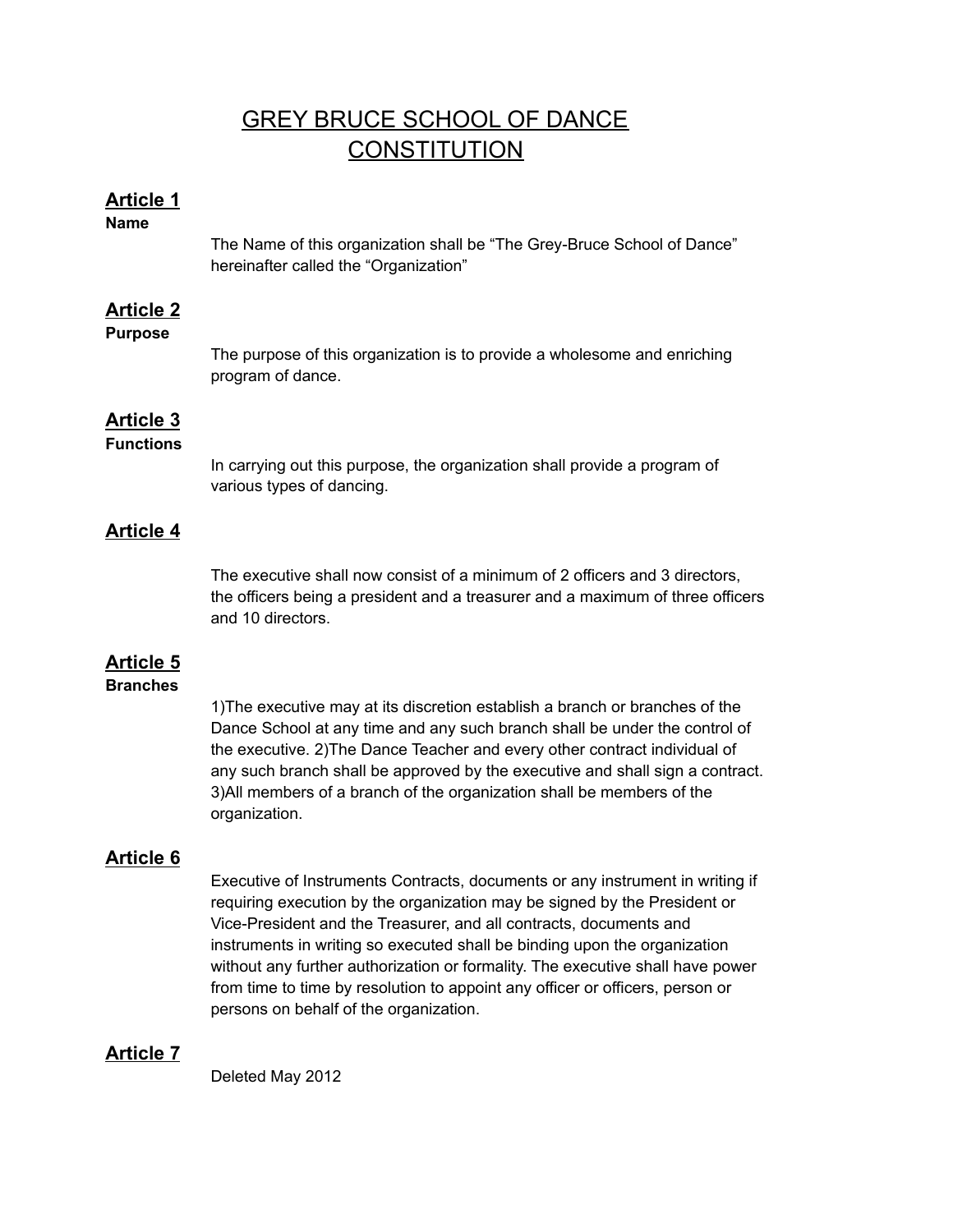# GREY BRUCE SCHOOL OF DANCE CONSTITUTION

## Article 1

**Name**

The Name of this organization shall be “The Grey-Bruce School of Dance” hereinafter called the “Organization”

## Article 2

**Purpose**

The purpose of this organization is to provide a wholesome and enriching program of dance.

## Article 3

**Functions**

In carrying out this purpose, the organization shall provide a program of various types of dancing.

## Article 4

The executive shall now consist of a minimum of 2 officers and 3 directors, the officers being a president and a treasurer and a maximum of three officers and 10 directors.

## Article 5

**Branches**

1)The executive may at its discretion establish a branch or branches of the Dance School at any time and any such branch shall be under the control of the executive. 2)The Dance Teacher and every other contract individual of any such branch shall be approved by the executive and shall sign a contract. 3)All members of a branch of the organization shall be members of the organization.

## Article 6

Executive of Instruments Contracts, documents or any instrument in writing if requiring execution by the organization may be signed by the President or Vice-President and the Treasurer, and all contracts, documents and instruments in writing so executed shall be binding upon the organization without any further authorization or formality. The executive shall have power from time to time by resolution to appoint any officer or officers, person or persons on behalf of the organization.

## Article 7

Deleted May 2012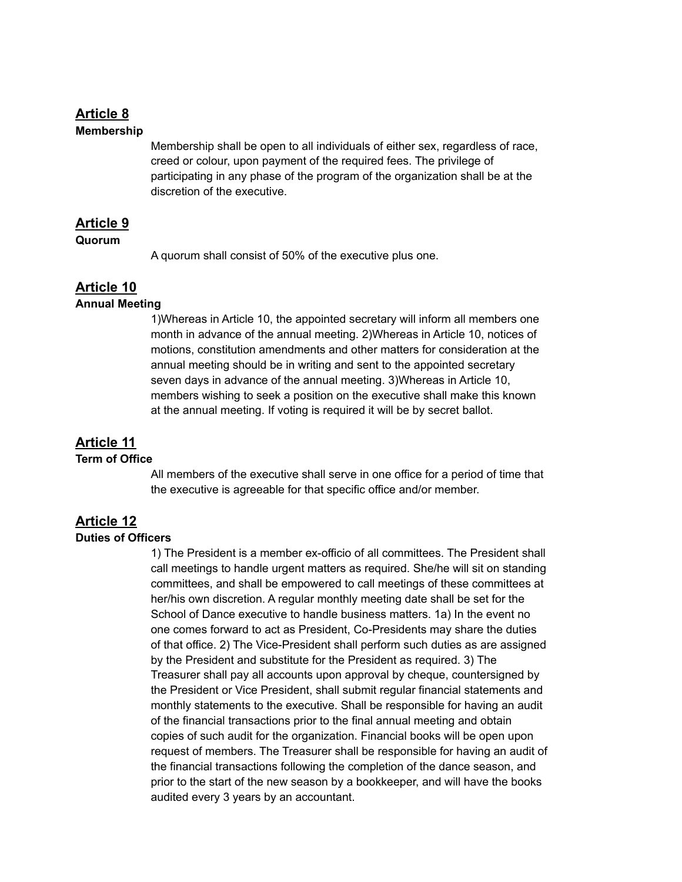## Article 8

**Membership**

Membership shall be open to all individuals of either sex, regardless of race, creed or colour, upon payment of the required fees. The privilege of participating in any phase of the program of the organization shall be at the discretion of the executive.

## Article 9

**Quorum**

A quorum shall consist of 50% of the executive plus one.

## Article 10

**Annual Meeting**

1)Whereas in Article 10, the appointed secretary will inform all members one month in advance of the annual meeting. 2)Whereas in Article 10, notices of motions, constitution amendments and other matters for consideration at the annual meeting should be in writing and sent to the appointed secretary seven days in advance of the annual meeting. 3)Whereas in Article 10, members wishing to seek a position on the executive shall make this known at the annual meeting. If voting is required it will be by secret ballot.

## Article 11

**Term of Office**

All members of the executive shall serve in one office for a period of time that the executive is agreeable for that specific office and/or member.

## Article 12

**Duties of Officers**

1) The President is a member ex-officio of all committees. The President shall call meetings to handle urgent matters as required. She/he will sit on standing committees, and shall be empowered to call meetings of these committees at her/his own discretion. A regular monthly meeting date shall be set for the School of Dance executive to handle business matters. 1a) In the event no one comes forward to act as President, Co-Presidents may share the duties of that office. 2) The Vice-President shall perform such duties as are assigned by the President and substitute for the President as required. 3) The Treasurer shall pay all accounts upon approval by cheque, countersigned by the President or Vice President, shall submit regular financial statements and monthly statements to the executive. Shall be responsible for having an audit of the financial transactions prior to the final annual meeting and obtain copies of such audit for the organization. Financial books will be open upon request of members. The Treasurer shall be responsible for having an audit of the financial transactions following the completion of the dance season, and prior to the start of the new season by a bookkeeper, and will have the books audited every 3 years by an accountant.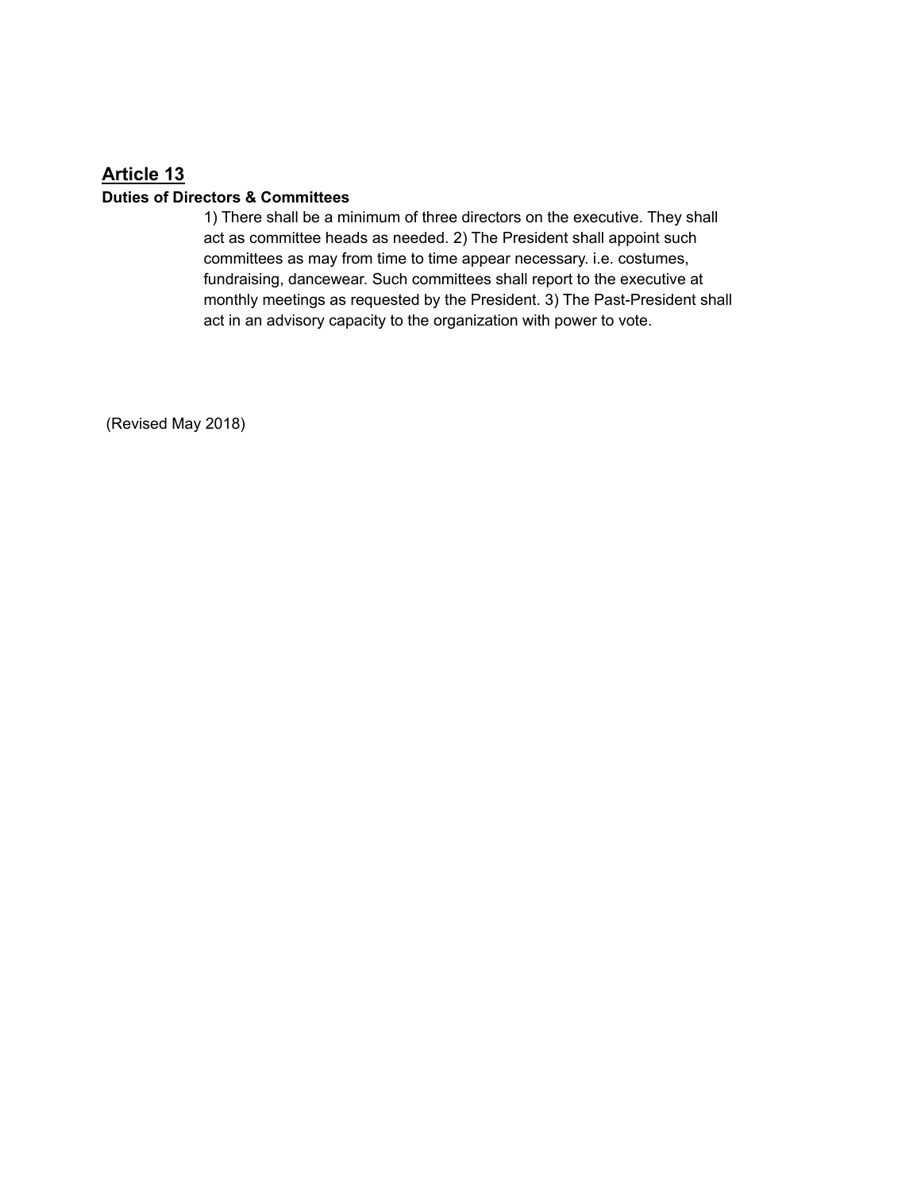## Article 13

**Duties of Directors & Committees**

1) There shall be a minimum of three directors on the executive. They shall act as committee heads as needed. 2) The President shall appoint such committees as may from time to time appear necessary. i.e. costumes, fundraising, dancewear. Such committees shall report to the executive at monthly meetings as requested by the President. 3) The Past-President shall act in an advisory capacity to the organization with power to vote.

(Revised May 2018)